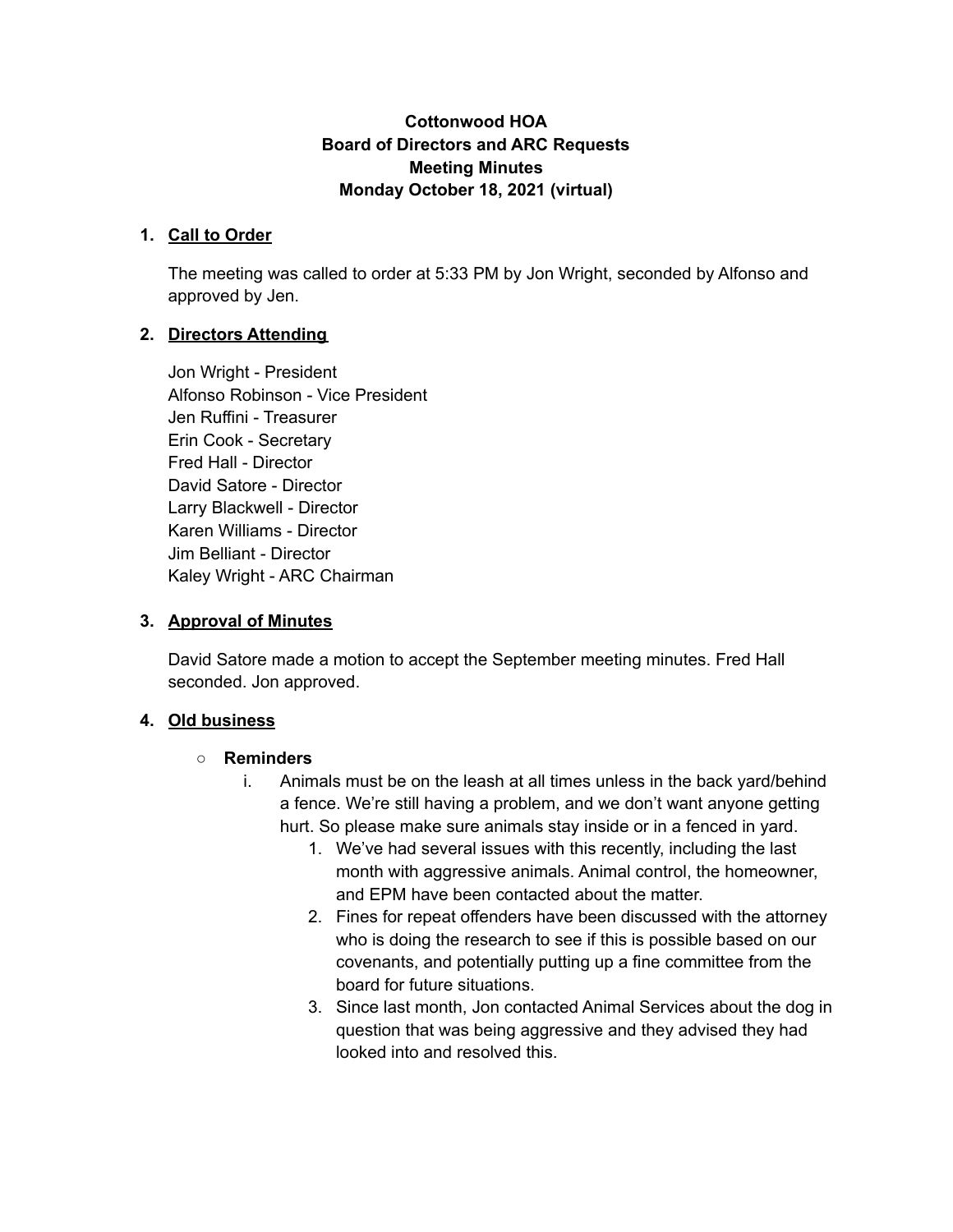**Cottonwood HOA**
**Board of Directors and ARC Requests**
**Meeting Minutes**
**Monday October 18, 2021 (virtual)**

## 1. Call to Order

The meeting was called to order at 5:33 PM by Jon Wright, seconded by Alfonso and approved by Jen.

## 2. Directors Attending

Jon Wright - President
Alfonso Robinson - Vice President
Jen Ruffini - Treasurer
Erin Cook - Secretary
Fred Hall - Director
David Satore - Director
Larry Blackwell - Director
Karen Williams - Director
Jim Belliant - Director
Kaley Wright - ARC Chairman

## 3. Approval of Minutes

David Satore made a motion to accept the September meeting minutes. Fred Hall seconded. Jon approved.

## 4. Old business

- **Reminders**
  - i. Animals must be on the leash at all times unless in the back yard/behind a fence. We're still having a problem, and we don't want anyone getting hurt. So please make sure animals stay inside or in a fenced in yard.
    1. We've had several issues with this recently, including the last month with aggressive animals. Animal control, the homeowner, and EPM have been contacted about the matter.
    2. Fines for repeat offenders have been discussed with the attorney who is doing the research to see if this is possible based on our covenants, and potentially putting up a fine committee from the board for future situations.
    3. Since last month, Jon contacted Animal Services about the dog in question that was being aggressive and they advised they had looked into and resolved this.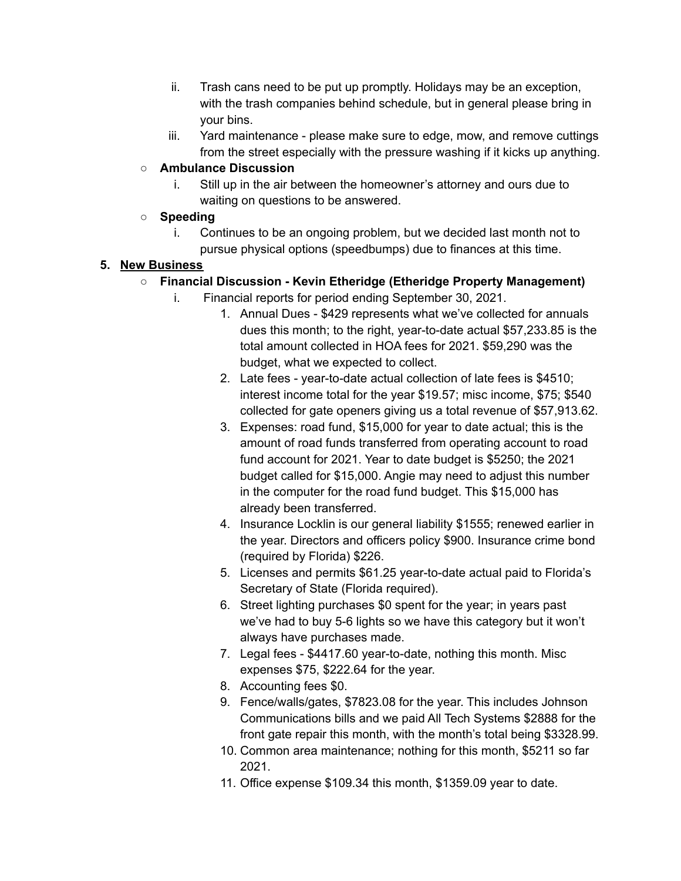ii. Trash cans need to be put up promptly. Holidays may be an exception, with the trash companies behind schedule, but in general please bring in your bins.

   iii. Yard maintenance - please make sure to edge, mow, and remove cuttings from the street especially with the pressure washing if it kicks up anything.

- **Ambulance Discussion**
   i. Still up in the air between the homeowner's attorney and ours due to waiting on questions to be answered.
- **Speeding**
   i. Continues to be an ongoing problem, but we decided last month not to pursue physical options (speedbumps) due to finances at this time.

5. <u>**New Business**</u>
   - **Financial Discussion - Kevin Etheridge (Etheridge Property Management)**
      i. Financial reports for period ending September 30, 2021.
         1. Annual Dues - $429 represents what we've collected for annuals dues this month; to the right, year-to-date actual $57,233.85 is the total amount collected in HOA fees for 2021. $59,290 was the budget, what we expected to collect.
         2. Late fees - year-to-date actual collection of late fees is $4510; interest income total for the year $19.57; misc income, $75; $540 collected for gate openers giving us a total revenue of $57,913.62.
         3. Expenses: road fund, $15,000 for year to date actual; this is the amount of road funds transferred from operating account to road fund account for 2021. Year to date budget is $5250; the 2021 budget called for $15,000. Angie may need to adjust this number in the computer for the road fund budget. This $15,000 has already been transferred.
         4. Insurance Locklin is our general liability $1555; renewed earlier in the year. Directors and officers policy $900. Insurance crime bond (required by Florida) $226.
         5. Licenses and permits $61.25 year-to-date actual paid to Florida's Secretary of State (Florida required).
         6. Street lighting purchases $0 spent for the year; in years past we've had to buy 5-6 lights so we have this category but it won't always have purchases made.
         7. Legal fees - $4417.60 year-to-date, nothing this month. Misc expenses $75, $222.64 for the year.
         8. Accounting fees $0.
         9. Fence/walls/gates, $7823.08 for the year. This includes Johnson Communications bills and we paid All Tech Systems $2888 for the front gate repair this month, with the month's total being $3328.99.
         10. Common area maintenance; nothing for this month, $5211 so far 2021.
         11. Office expense $109.34 this month, $1359.09 year to date.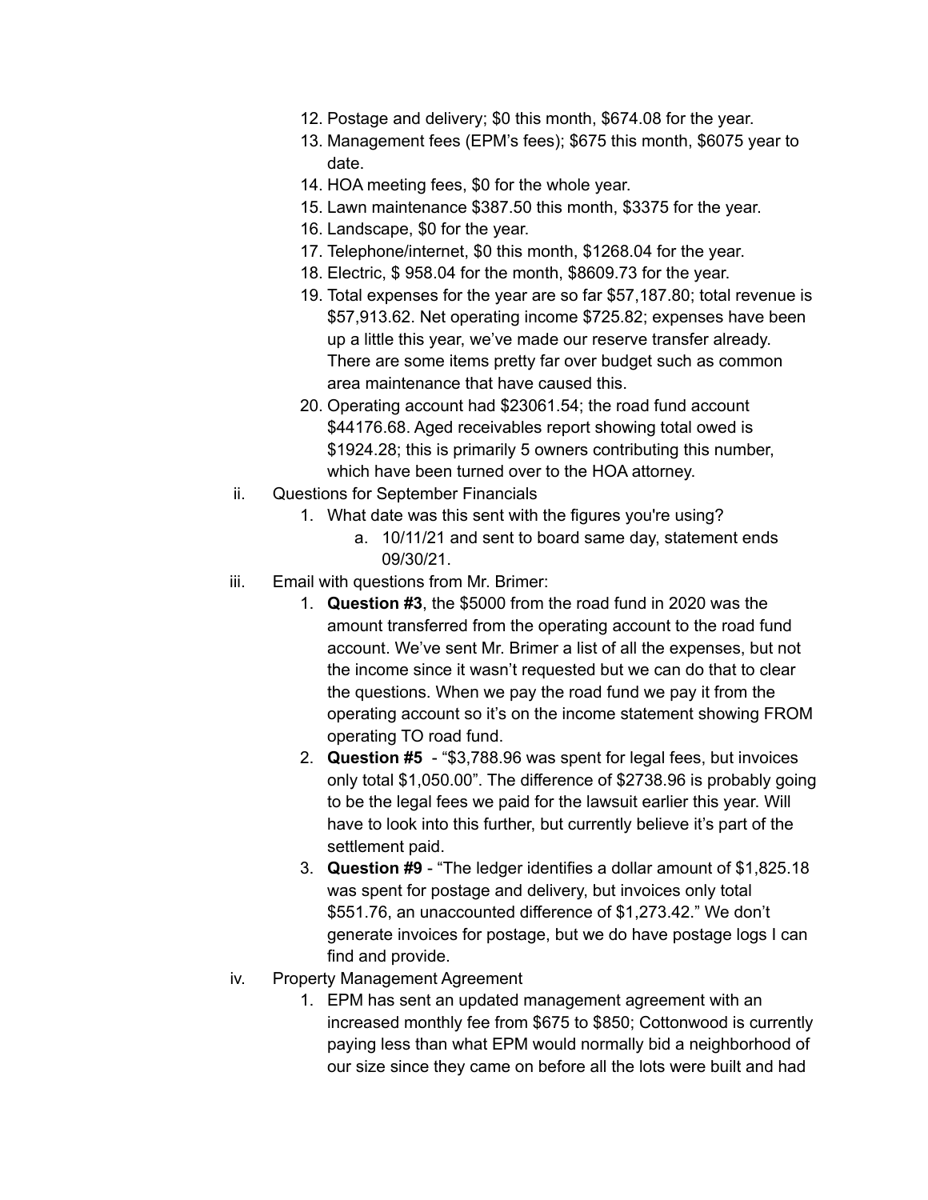12. Postage and delivery; $0 this month, $674.08 for the year.
13. Management fees (EPM's fees); $675 this month, $6075 year to date.
14. HOA meeting fees, $0 for the whole year.
15. Lawn maintenance $387.50 this month, $3375 for the year.
16. Landscape, $0 for the year.
17. Telephone/internet, $0 this month, $1268.04 for the year.
18. Electric, $ 958.04 for the month, $8609.73 for the year.
19. Total expenses for the year are so far $57,187.80; total revenue is $57,913.62. Net operating income $725.82; expenses have been up a little this year, we've made our reserve transfer already. There are some items pretty far over budget such as common area maintenance that have caused this.
20. Operating account had $23061.54; the road fund account $44176.68. Aged receivables report showing total owed is $1924.28; this is primarily 5 owners contributing this number, which have been turned over to the HOA attorney.

ii. Questions for September Financials

1. What date was this sent with the figures you're using?
   a. 10/11/21 and sent to board same day, statement ends 09/30/21.

iii. Email with questions from Mr. Brimer:

1. **Question #3**, the $5000 from the road fund in 2020 was the amount transferred from the operating account to the road fund account. We've sent Mr. Brimer a list of all the expenses, but not the income since it wasn't requested but we can do that to clear the questions. When we pay the road fund we pay it from the operating account so it's on the income statement showing FROM operating TO road fund.
2. **Question #5** - "$3,788.96 was spent for legal fees, but invoices only total $1,050.00". The difference of $2738.96 is probably going to be the legal fees we paid for the lawsuit earlier this year. Will have to look into this further, but currently believe it's part of the settlement paid.
3. **Question #9** - "The ledger identifies a dollar amount of $1,825.18 was spent for postage and delivery, but invoices only total $551.76, an unaccounted difference of $1,273.42." We don't generate invoices for postage, but we do have postage logs I can find and provide.

iv. Property Management Agreement

1. EPM has sent an updated management agreement with an increased monthly fee from $675 to $850; Cottonwood is currently paying less than what EPM would normally bid a neighborhood of our size since they came on before all the lots were built and had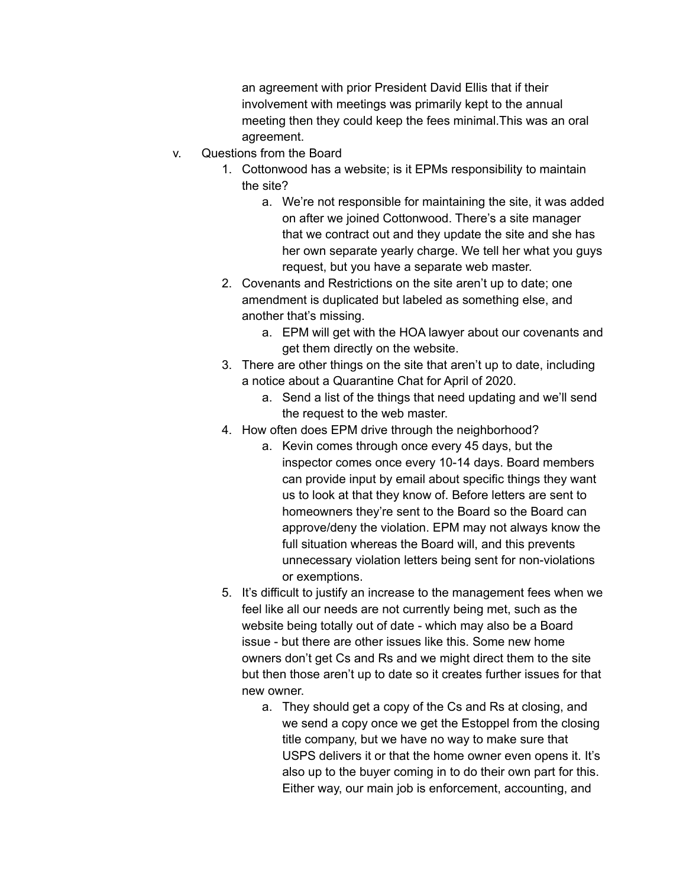an agreement with prior President David Ellis that if their involvement with meetings was primarily kept to the annual meeting then they could keep the fees minimal.This was an oral agreement.

v. Questions from the Board
   1. Cottonwood has a website; is it EPMs responsibility to maintain the site?
      a. We're not responsible for maintaining the site, it was added on after we joined Cottonwood. There's a site manager that we contract out and they update the site and she has her own separate yearly charge. We tell her what you guys request, but you have a separate web master.
   2. Covenants and Restrictions on the site aren't up to date; one amendment is duplicated but labeled as something else, and another that's missing.
      a. EPM will get with the HOA lawyer about our covenants and get them directly on the website.
   3. There are other things on the site that aren't up to date, including a notice about a Quarantine Chat for April of 2020.
      a. Send a list of the things that need updating and we'll send the request to the web master.
   4. How often does EPM drive through the neighborhood?
      a. Kevin comes through once every 45 days, but the inspector comes once every 10-14 days. Board members can provide input by email about specific things they want us to look at that they know of. Before letters are sent to homeowners they're sent to the Board so the Board can approve/deny the violation. EPM may not always know the full situation whereas the Board will, and this prevents unnecessary violation letters being sent for non-violations or exemptions.
   5. It's difficult to justify an increase to the management fees when we feel like all our needs are not currently being met, such as the website being totally out of date - which may also be a Board issue - but there are other issues like this. Some new home owners don't get Cs and Rs and we might direct them to the site but then those aren't up to date so it creates further issues for that new owner.
      a. They should get a copy of the Cs and Rs at closing, and we send a copy once we get the Estoppel from the closing title company, but we have no way to make sure that USPS delivers it or that the home owner even opens it. It's also up to the buyer coming in to do their own part for this. Either way, our main job is enforcement, accounting, and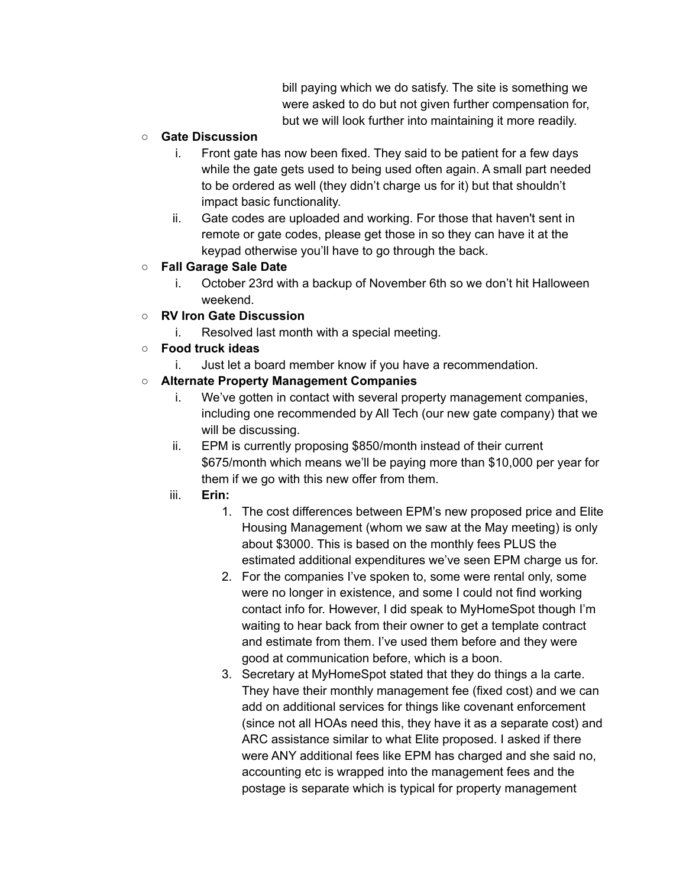bill paying which we do satisfy. The site is something we were asked to do but not given further compensation for, but we will look further into maintaining it more readily.

- **Gate Discussion**
    1. Front gate has now been fixed. They said to be patient for a few days while the gate gets used to being used often again. A small part needed to be ordered as well (they didn't charge us for it) but that shouldn't impact basic functionality.
    2. Gate codes are uploaded and working. For those that haven't sent in remote or gate codes, please get those in so they can have it at the keypad otherwise you'll have to go through the back.
- **Fall Garage Sale Date**
    1. October 23rd with a backup of November 6th so we don't hit Halloween weekend.
- **RV Iron Gate Discussion**
    1. Resolved last month with a special meeting.
- **Food truck ideas**
    1. Just let a board member know if you have a recommendation.
- **Alternate Property Management Companies**
    1. We've gotten in contact with several property management companies, including one recommended by All Tech (our new gate company) that we will be discussing.
    2. EPM is currently proposing $850/month instead of their current $675/month which means we'll be paying more than $10,000 per year for them if we go with this new offer from them.
    3. **Erin:**
        1. The cost differences between EPM's new proposed price and Elite Housing Management (whom we saw at the May meeting) is only about $3000. This is based on the monthly fees PLUS the estimated additional expenditures we've seen EPM charge us for.
        2. For the companies I've spoken to, some were rental only, some were no longer in existence, and some I could not find working contact info for. However, I did speak to MyHomeSpot though I'm waiting to hear back from their owner to get a template contract and estimate from them. I've used them before and they were good at communication before, which is a boon.
        3. Secretary at MyHomeSpot stated that they do things a la carte. They have their monthly management fee (fixed cost) and we can add on additional services for things like covenant enforcement (since not all HOAs need this, they have it as a separate cost) and ARC assistance similar to what Elite proposed. I asked if there were ANY additional fees like EPM has charged and she said no, accounting etc is wrapped into the management fees and the postage is separate which is typical for property management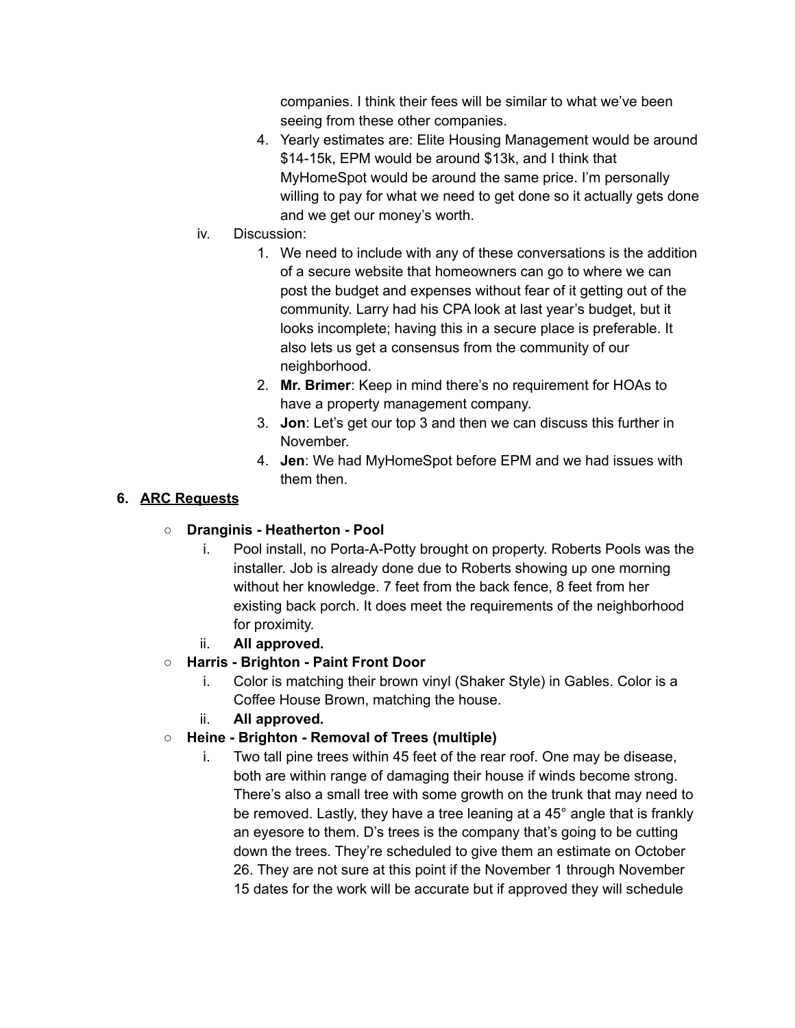companies. I think their fees will be similar to what we've been seeing from these other companies.

4. Yearly estimates are: Elite Housing Management would be around $14-15k, EPM would be around $13k, and I think that MyHomeSpot would be around the same price. I'm personally willing to pay for what we need to get done so it actually gets done and we get our money's worth.

iv. Discussion:

1. We need to include with any of these conversations is the addition of a secure website that homeowners can go to where we can post the budget and expenses without fear of it getting out of the community. Larry had his CPA look at last year's budget, but it looks incomplete; having this in a secure place is preferable. It also lets us get a consensus from the community of our neighborhood.
2. **Mr. Brimer**: Keep in mind there's no requirement for HOAs to have a property management company.
3. **Jon**: Let's get our top 3 and then we can discuss this further in November.
4. **Jen**: We had MyHomeSpot before EPM and we had issues with them then.

**6. <u>ARC Requests</u>**

- **Dranginis - Heatherton - Pool**
  i. Pool install, no Porta-A-Potty brought on property. Roberts Pools was the installer. Job is already done due to Roberts showing up one morning without her knowledge. 7 feet from the back fence, 8 feet from her existing back porch. It does meet the requirements of the neighborhood for proximity.
  ii. **All approved.**
- **Harris - Brighton - Paint Front Door**
  i. Color is matching their brown vinyl (Shaker Style) in Gables. Color is a Coffee House Brown, matching the house.
  ii. **All approved.**
- **Heine - Brighton - Removal of Trees (multiple)**
  i. Two tall pine trees within 45 feet of the rear roof. One may be disease, both are within range of damaging their house if winds become strong. There's also a small tree with some growth on the trunk that may need to be removed. Lastly, they have a tree leaning at a 45° angle that is frankly an eyesore to them. D's trees is the company that's going to be cutting down the trees. They're scheduled to give them an estimate on October 26. They are not sure at this point if the November 1 through November 15 dates for the work will be accurate but if approved they will schedule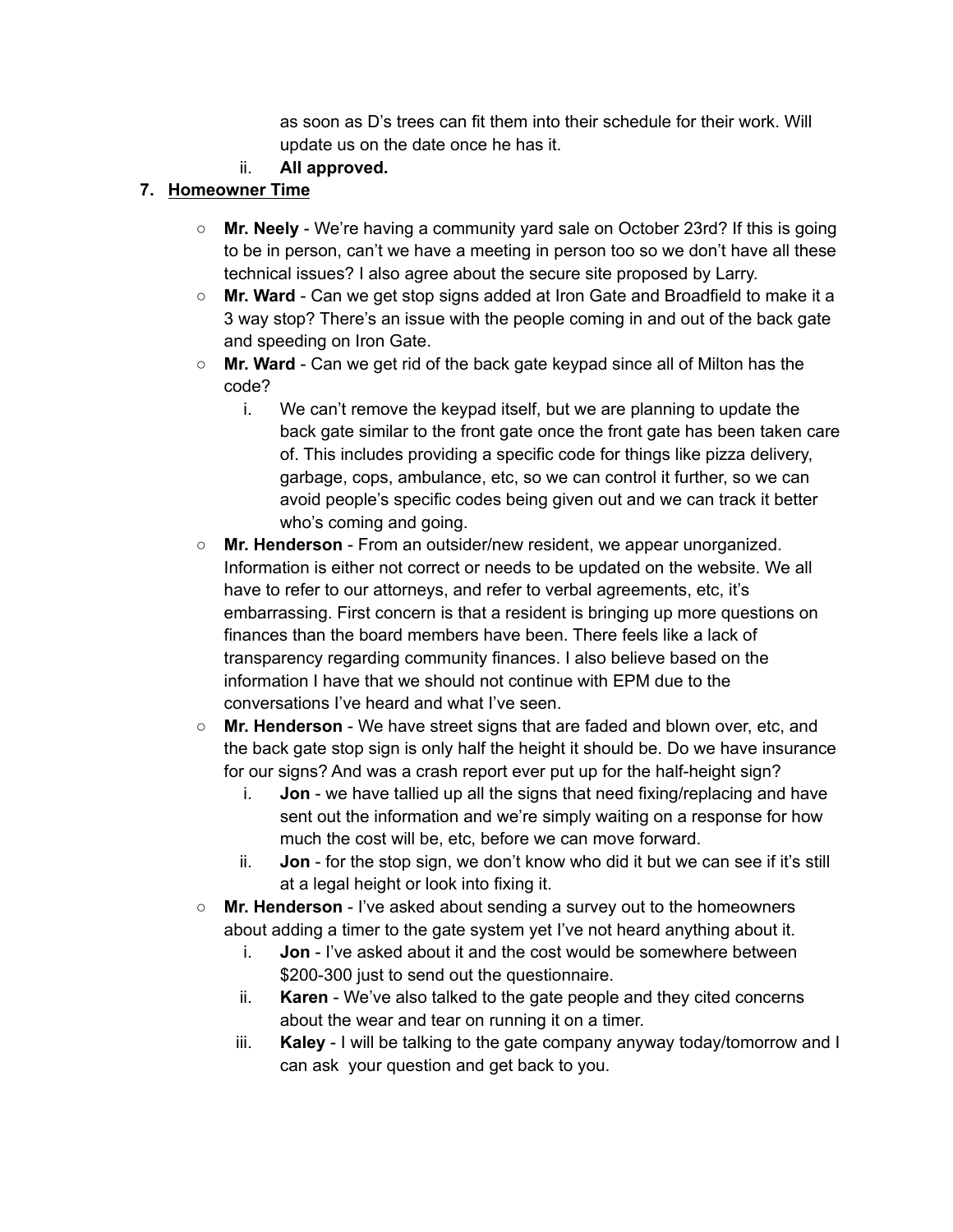as soon as D's trees can fit them into their schedule for their work. Will update us on the date once he has it.

   ii. **All approved.**

7. **Homeowner Time**

   - **Mr. Neely** - We're having a community yard sale on October 23rd? If this is going to be in person, can't we have a meeting in person too so we don't have all these technical issues? I also agree about the secure site proposed by Larry.
   - **Mr. Ward** - Can we get stop signs added at Iron Gate and Broadfield to make it a 3 way stop? There's an issue with the people coming in and out of the back gate and speeding on Iron Gate.
   - **Mr. Ward** - Can we get rid of the back gate keypad since all of Milton has the code?
      i. We can't remove the keypad itself, but we are planning to update the back gate similar to the front gate once the front gate has been taken care of. This includes providing a specific code for things like pizza delivery, garbage, cops, ambulance, etc, so we can control it further, so we can avoid people's specific codes being given out and we can track it better who's coming and going.
   - **Mr. Henderson** - From an outsider/new resident, we appear unorganized. Information is either not correct or needs to be updated on the website. We all have to refer to our attorneys, and refer to verbal agreements, etc, it's embarrassing. First concern is that a resident is bringing up more questions on finances than the board members have been. There feels like a lack of transparency regarding community finances. I also believe based on the information I have that we should not continue with EPM due to the conversations I've heard and what I've seen.
   - **Mr. Henderson** - We have street signs that are faded and blown over, etc, and the back gate stop sign is only half the height it should be. Do we have insurance for our signs? And was a crash report ever put up for the half-height sign?
      i. **Jon** - we have tallied up all the signs that need fixing/replacing and have sent out the information and we're simply waiting on a response for how much the cost will be, etc, before we can move forward.
      ii. **Jon** - for the stop sign, we don't know who did it but we can see if it's still at a legal height or look into fixing it.
   - **Mr. Henderson** - I've asked about sending a survey out to the homeowners about adding a timer to the gate system yet I've not heard anything about it.
      i. **Jon** - I've asked about it and the cost would be somewhere between $200-300 just to send out the questionnaire.
      ii. **Karen** - We've also talked to the gate people and they cited concerns about the wear and tear on running it on a timer.
      iii. **Kaley** - I will be talking to the gate company anyway today/tomorrow and I can ask your question and get back to you.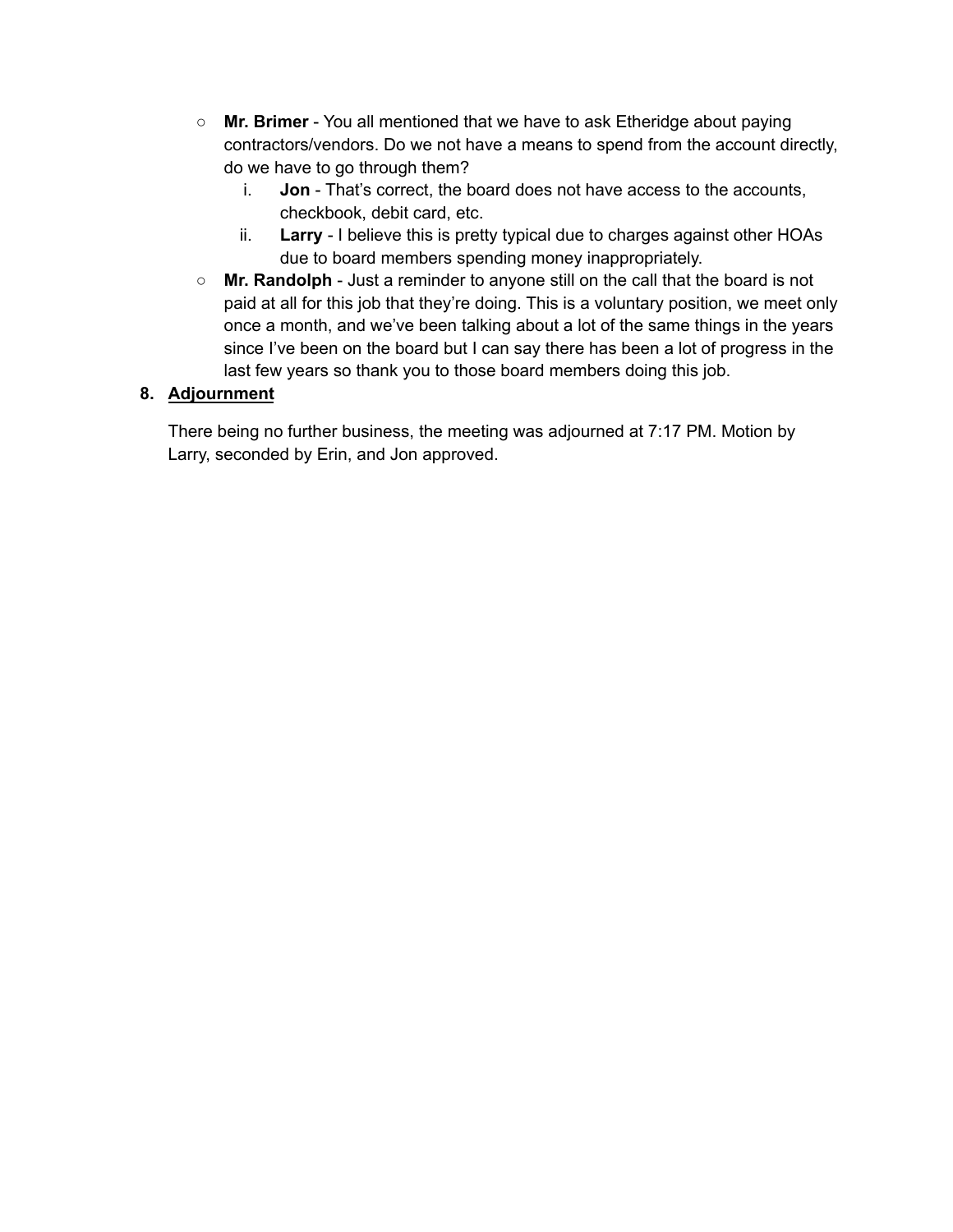- **Mr. Brimer** - You all mentioned that we have to ask Etheridge about paying contractors/vendors. Do we not have a means to spend from the account directly, do we have to go through them?
    1. **Jon** - That's correct, the board does not have access to the accounts, checkbook, debit card, etc.
    2. **Larry** - I believe this is pretty typical due to charges against other HOAs due to board members spending money inappropriately.
- **Mr. Randolph** - Just a reminder to anyone still on the call that the board is not paid at all for this job that they're doing. This is a voluntary position, we meet only once a month, and we've been talking about a lot of the same things in the years since I've been on the board but I can say there has been a lot of progress in the last few years so thank you to those board members doing this job.

8. **Adjournment**

   There being no further business, the meeting was adjourned at 7:17 PM. Motion by Larry, seconded by Erin, and Jon approved.